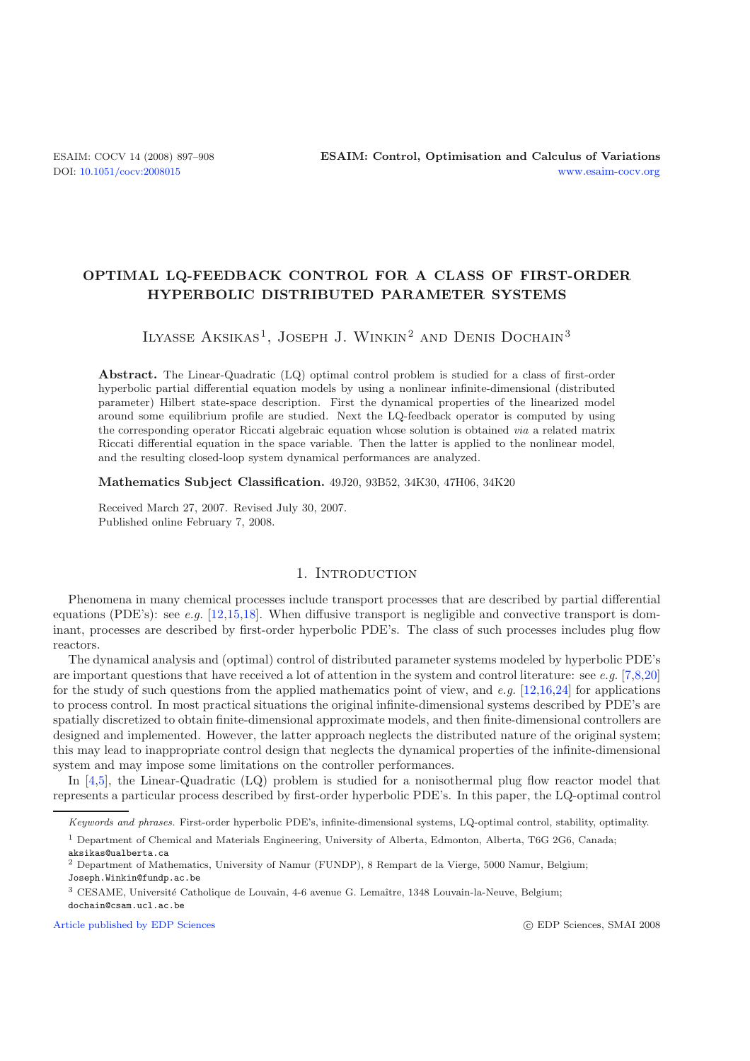# OPTIMAL LQ-FEEDBACK CONTROL FOR A CLASS OF FIRST-ORDER HYPERBOLIC DISTRIBUTED PARAMETER SYSTEMS

Ilyasse Aksikas[1], Joseph J. Winkin[2] and Denis Dochain[3]

**Abstract.** The Linear-Quadratic (LQ) optimal control problem is studied for a class of first-order hyperbolic partial differential equation models by using a nonlinear infinite-dimensional (distributed parameter) Hilbert state-space description. First the dynamical properties of the linearized model around some equilibrium profile are studied. Next the LQ-feedback operator is computed by using the corresponding operator Riccati algebraic equation whose solution is obtained *via* a related matrix Riccati differential equation in the space variable. Then the latter is applied to the nonlinear model, and the resulting closed-loop system dynamical performances are analyzed.

**Mathematics Subject Classification.** 49J20, 93B52, 34K30, 47H06, 34K20

Received March 27, 2007. Revised July 30, 2007.
Published online February 7, 2008.

## 1. Introduction

Phenomena in many chemical processes include transport processes that are described by partial differential equations (PDE's): see *e.g.* [12,15,18]. When diffusive transport is negligible and convective transport is dominant, processes are described by first-order hyperbolic PDE's. The class of such processes includes plug flow reactors.

The dynamical analysis and (optimal) control of distributed parameter systems modeled by hyperbolic PDE's are important questions that have received a lot of attention in the system and control literature: see *e.g.* [7,8,20] for the study of such questions from the applied mathematics point of view, and *e.g.* [12,16,24] for applications to process control. In most practical situations the original infinite-dimensional systems described by PDE's are spatially discretized to obtain finite-dimensional approximate models, and then finite-dimensional controllers are designed and implemented. However, the latter approach neglects the distributed nature of the original system; this may lead to inappropriate control design that neglects the dynamical properties of the infinite-dimensional system and may impose some limitations on the controller performances.

In [4,5], the Linear-Quadratic (LQ) problem is studied for a nonisothermal plug flow reactor model that represents a particular process described by first-order hyperbolic PDE's. In this paper, the LQ-optimal control

*Keywords and phrases.* First-order hyperbolic PDE's, infinite-dimensional systems, LQ-optimal control, stability, optimality.

[1] Department of Chemical and Materials Engineering, University of Alberta, Edmonton, Alberta, T6G 2G6, Canada; aksikas@ualberta.ca

[2] Department of Mathematics, University of Namur (FUNDP), 8 Rempart de la Vierge, 5000 Namur, Belgium; Joseph.Winkin@fundp.ac.be

[3] CESAME, Université Catholique de Louvain, 4-6 avenue G. Lemaître, 1348 Louvain-la-Neuve, Belgium; dochain@csam.ucl.ac.be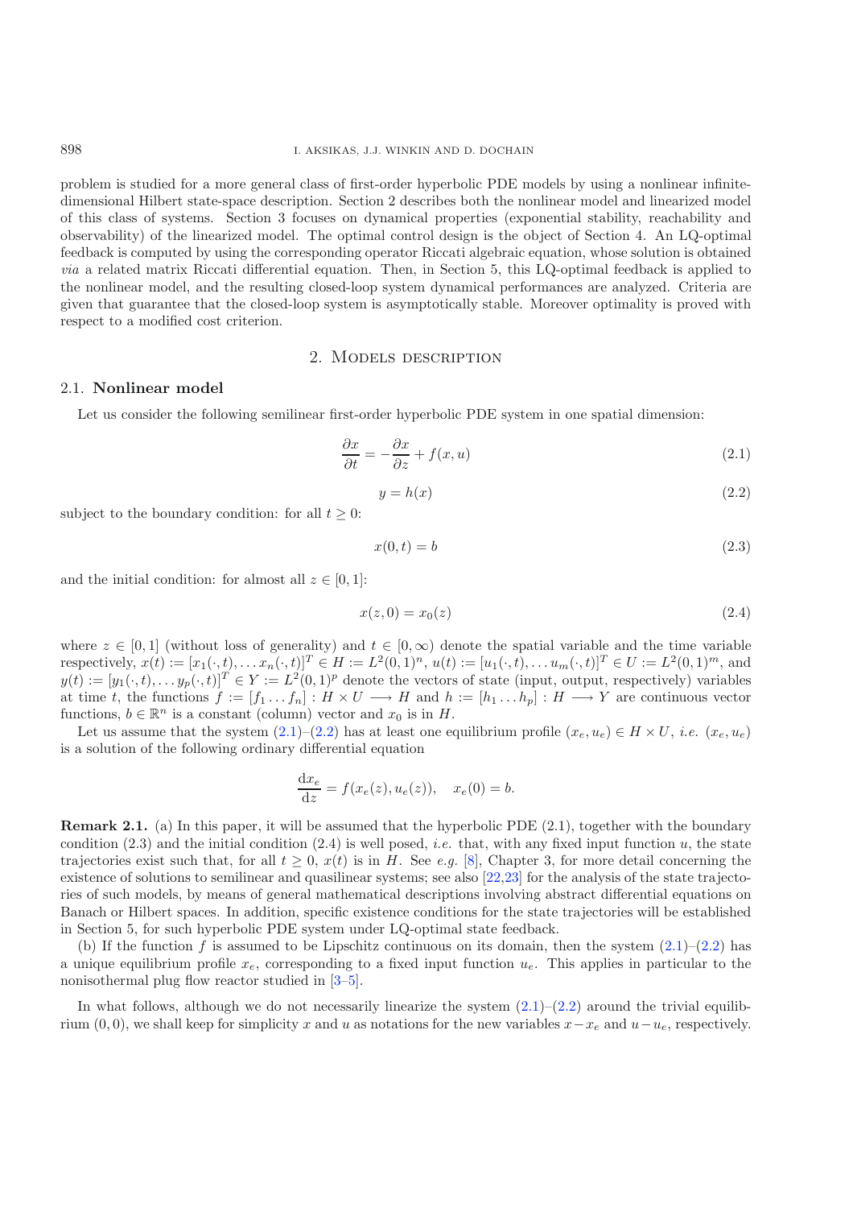problem is studied for a more general class of first-order hyperbolic PDE models by using a nonlinear infinite-dimensional Hilbert state-space description. Section 2 describes both the nonlinear model and linearized model of this class of systems. Section 3 focuses on dynamical properties (exponential stability, reachability and observability) of the linearized model. The optimal control design is the object of Section 4. An LQ-optimal feedback is computed by using the corresponding operator Riccati algebraic equation, whose solution is obtained *via* a related matrix Riccati differential equation. Then, in Section 5, this LQ-optimal feedback is applied to the nonlinear model, and the resulting closed-loop system dynamical performances are analyzed. Criteria are given that guarantee that the closed-loop system is asymptotically stable. Moreover optimality is proved with respect to a modified cost criterion.

## 2. Models description

### 2.1. Nonlinear model

Let us consider the following semilinear first-order hyperbolic PDE system in one spatial dimension:

$$\frac{\partial x}{\partial t} = -\frac{\partial x}{\partial z} + f(x,u) \tag{2.1}$$

$$y = h(x) \tag{2.2}$$

subject to the boundary condition: for all $t \geq 0$:

$$x(0,t) = b \tag{2.3}$$

and the initial condition: for almost all $z \in [0,1]$:

$$x(z,0) = x_0(z) \tag{2.4}$$

where $z \in [0,1]$ (without loss of generality) and $t \in [0,\infty)$ denote the spatial variable and the time variable respectively, $x(t) := [x_1(\cdot,t), \dots x_n(\cdot,t)]^T \in H := L^2(0,1)^n$, $u(t) := [u_1(\cdot,t), \dots u_m(\cdot,t)]^T \in U := L^2(0,1)^m$, and $y(t) := [y_1(\cdot,t), \dots y_p(\cdot,t)]^T \in Y := L^2(0,1)^p$ denote the vectors of state (input, output, respectively) variables at time $t$, the functions $f := [f_1 \dots f_n] : H \times U \longrightarrow H$ and $h := [h_1 \dots h_p] : H \longrightarrow Y$ are continuous vector functions, $b \in \mathbb{R}^n$ is a constant (column) vector and $x_0$ is in $H$.

Let us assume that the system (2.1)–(2.2) has at least one equilibrium profile $(x_e, u_e) \in H \times U$, *i.e.* $(x_e, u_e)$ is a solution of the following ordinary differential equation

$$\frac{\mathrm{d}x_e}{\mathrm{d}z} = f(x_e(z), u_e(z)), \quad x_e(0) = b.$$

**Remark 2.1.** (a) In this paper, it will be assumed that the hyperbolic PDE (2.1), together with the boundary condition (2.3) and the initial condition (2.4) is well posed, *i.e.* that, with any fixed input function $u$, the state trajectories exist such that, for all $t \geq 0$, $x(t)$ is in $H$. See *e.g.* [8], Chapter 3, for more detail concerning the existence of solutions to semilinear and quasilinear systems; see also [22,23] for the analysis of the state trajectories of such models, by means of general mathematical descriptions involving abstract differential equations on Banach or Hilbert spaces. In addition, specific existence conditions for the state trajectories will be established in Section 5, for such hyperbolic PDE system under LQ-optimal state feedback.

(b) If the function $f$ is assumed to be Lipschitz continuous on its domain, then the system (2.1)–(2.2) has a unique equilibrium profile $x_e$, corresponding to a fixed input function $u_e$. This applies in particular to the nonisothermal plug flow reactor studied in [3–5].

In what follows, although we do not necessarily linearize the system (2.1)–(2.2) around the trivial equilibrium $(0,0)$, we shall keep for simplicity $x$ and $u$ as notations for the new variables $x - x_e$ and $u - u_e$, respectively.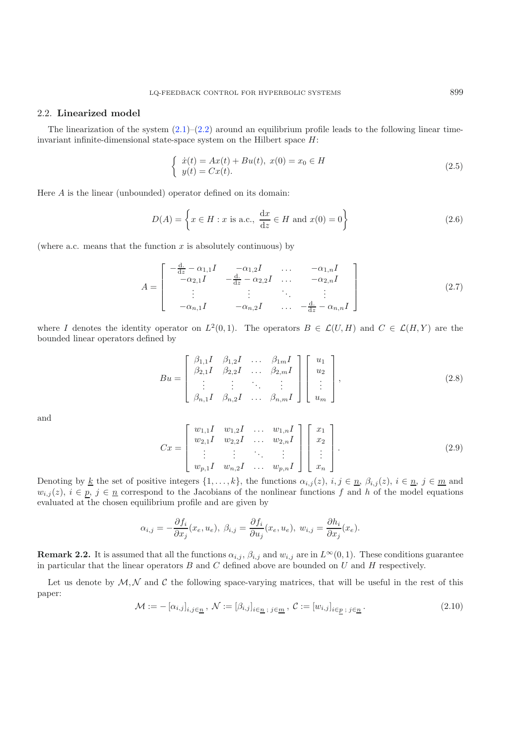### 2.2. **Linearized model**

The linearization of the system (2.1)–(2.2) around an equilibrium profile leads to the following linear time-invariant infinite-dimensional state-space system on the Hilbert space $H$:

$$\left\{ \begin{array}{l} \dot{x}(t) = Ax(t) + Bu(t),\ x(0) = x_0 \in H \\ y(t) = Cx(t). \end{array} \right. \tag{2.5}$$

Here $A$ is the linear (unbounded) operator defined on its domain:

$$D(A) = \left\{ x \in H : x \text{ is a.c., } \frac{\mathrm{d}x}{\mathrm{d}z} \in H \text{ and } x(0) = 0 \right\} \tag{2.6}$$

(where a.c. means that the function $x$ is absolutely continuous) by

$$A = \begin{bmatrix} -\frac{\mathrm{d}}{\mathrm{d}z} - \alpha_{1,1}I & -\alpha_{1,2}I & \dots & -\alpha_{1,n}I \\ -\alpha_{2,1}I & -\frac{\mathrm{d}}{\mathrm{d}z} - \alpha_{2,2}I & \dots & -\alpha_{2,n}I \\ \vdots & \vdots & \ddots & \vdots \\ -\alpha_{n,1}I & -\alpha_{n,2}I & \dots & -\frac{\mathrm{d}}{\mathrm{d}z} - \alpha_{n,n}I \end{bmatrix} \tag{2.7}$$

where $I$ denotes the identity operator on $L^2(0,1)$. The operators $B \in \mathcal{L}(U, H)$ and $C \in \mathcal{L}(H, Y)$ are the bounded linear operators defined by

$$Bu = \begin{bmatrix} \beta_{1,1}I & \beta_{1,2}I & \dots & \beta_{1m}I \\ \beta_{2,1}I & \beta_{2,2}I & \dots & \beta_{2,m}I \\ \vdots & \vdots & \ddots & \vdots \\ \beta_{n,1}I & \beta_{n,2}I & \dots & \beta_{n,m}I \end{bmatrix} \begin{bmatrix} u_1 \\ u_2 \\ \vdots \\ u_m \end{bmatrix}, \tag{2.8}$$

and

$$Cx = \begin{bmatrix} w_{1,1}I & w_{1,2}I & \dots & w_{1,n}I \\ w_{2,1}I & w_{2,2}I & \dots & w_{2,n}I \\ \vdots & \vdots & \ddots & \vdots \\ w_{p,1}I & w_{n,2}I & \dots & w_{p,n}I \end{bmatrix} \begin{bmatrix} x_1 \\ x_2 \\ \vdots \\ x_n \end{bmatrix}. \tag{2.9}$$

Denoting by $\underline{k}$ the set of positive integers $\{1, \dots, k\}$, the functions $\alpha_{i,j}(z)$, $i, j \in \underline{n}$, $\beta_{i,j}(z)$, $i \in \underline{n}$, $j \in \underline{m}$ and $w_{i,j}(z)$, $i \in \underline{p}$, $j \in \underline{n}$ correspond to the Jacobians of the nonlinear functions $f$ and $h$ of the model equations evaluated at the chosen equilibrium profile and are given by

$$\alpha_{i,j} = -\frac{\partial f_i}{\partial x_j}(x_e, u_e),\ \beta_{i,j} = \frac{\partial f_i}{\partial u_j}(x_e, u_e),\ w_{i,j} = \frac{\partial h_i}{\partial x_j}(x_e).$$

**Remark 2.2.** It is assumed that all the functions $\alpha_{i,j}$, $\beta_{i,j}$ and $w_{i,j}$ are in $L^\infty(0,1)$. These conditions guarantee in particular that the linear operators $B$ and $C$ defined above are bounded on $U$ and $H$ respectively.

Let us denote by $\mathcal{M}, \mathcal{N}$ and $\mathcal{C}$ the following space-varying matrices, that will be useful in the rest of this paper:

$$\mathcal{M} := -\left[\alpha_{i,j}\right]_{i,j \in \underline{n}},\ \mathcal{N} := \left[\beta_{i,j}\right]_{i \in \underline{n}\,;\, j \in \underline{m}},\ \mathcal{C} := \left[w_{i,j}\right]_{i \in \underline{p}\,;\, j \in \underline{n}}. \tag{2.10}$$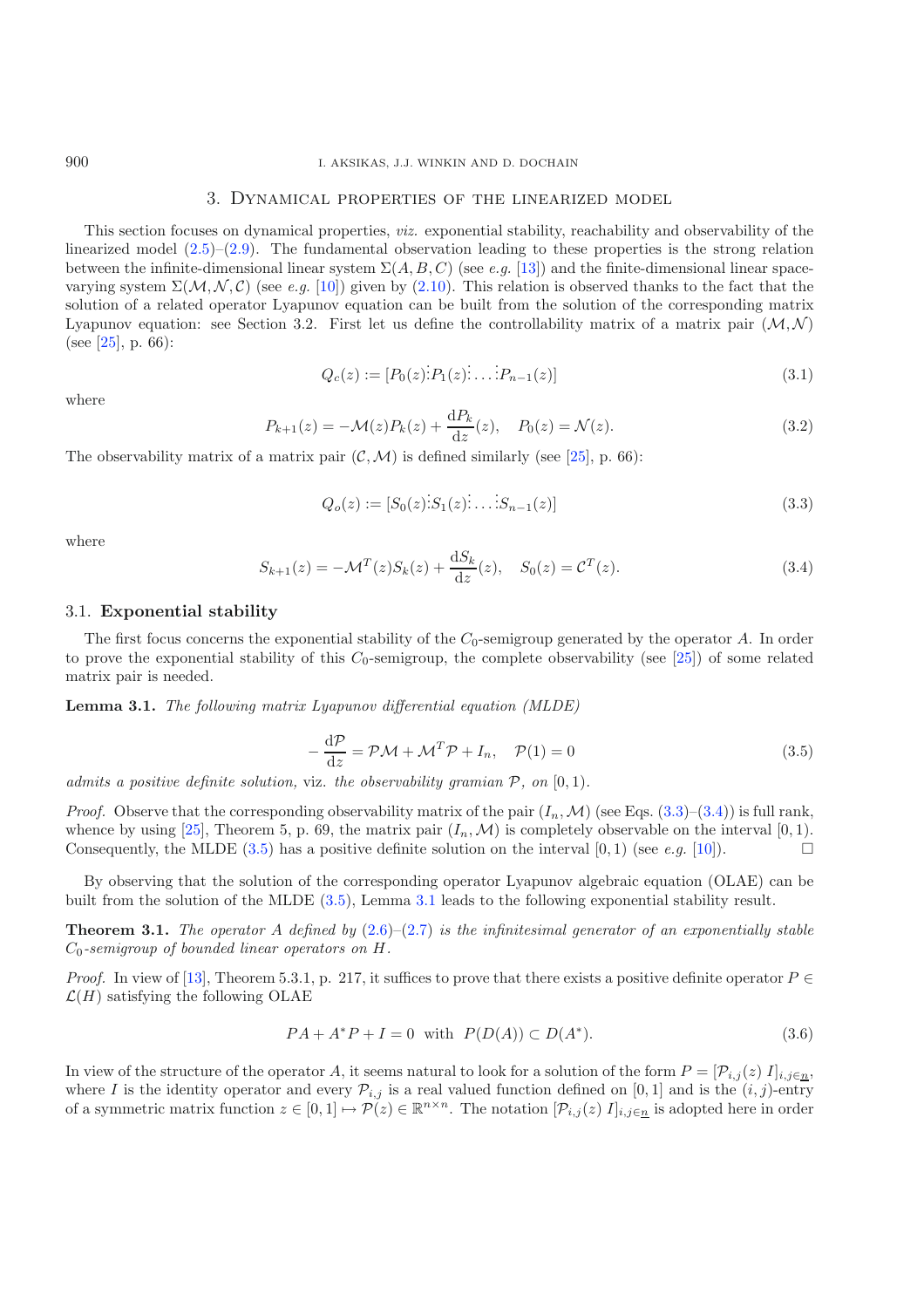## 3. Dynamical properties of the linearized model

This section focuses on dynamical properties, *viz.* exponential stability, reachability and observability of the linearized model (2.5)–(2.9). The fundamental observation leading to these properties is the strong relation between the infinite-dimensional linear system $\Sigma(A, B, C)$ (see *e.g.* [13]) and the finite-dimensional linear space-varying system $\Sigma(\mathcal{M}, \mathcal{N}, \mathcal{C})$ (see *e.g.* [10]) given by (2.10). This relation is observed thanks to the fact that the solution of a related operator Lyapunov equation can be built from the solution of the corresponding matrix Lyapunov equation: see Section 3.2. First let us define the controllability matrix of a matrix pair $(\mathcal{M}, \mathcal{N})$ (see [25], p. 66):

$$Q_c(z) := [P_0(z) \vdots P_1(z) \vdots \dots \vdots P_{n-1}(z)] \tag{3.1}$$

where

$$P_{k+1}(z) = -\mathcal{M}(z)P_k(z) + \frac{\mathrm{d}P_k}{\mathrm{d}z}(z), \quad P_0(z) = \mathcal{N}(z). \tag{3.2}$$

The observability matrix of a matrix pair $(\mathcal{C}, \mathcal{M})$ is defined similarly (see [25], p. 66):

$$Q_o(z) := [S_0(z) \vdots S_1(z) \vdots \dots \vdots S_{n-1}(z)] \tag{3.3}$$

where

$$S_{k+1}(z) = -\mathcal{M}^T(z)S_k(z) + \frac{\mathrm{d}S_k}{\mathrm{d}z}(z), \quad S_0(z) = \mathcal{C}^T(z). \tag{3.4}$$

### 3.1. Exponential stability

The first focus concerns the exponential stability of the $C_0$-semigroup generated by the operator $A$. In order to prove the exponential stability of this $C_0$-semigroup, the complete observability (see [25]) of some related matrix pair is needed.

**Lemma 3.1.** *The following matrix Lyapunov differential equation (MLDE)*

$$-\frac{\mathrm{d}\mathcal{P}}{\mathrm{d}z} = \mathcal{P}\mathcal{M} + \mathcal{M}^T\mathcal{P} + I_n, \quad \mathcal{P}(1) = 0 \tag{3.5}$$

*admits a positive definite solution,* viz. *the observability gramian $\mathcal{P}$, on $[0, 1)$.*

*Proof.* Observe that the corresponding observability matrix of the pair $(I_n, \mathcal{M})$ (see Eqs. (3.3)–(3.4)) is full rank, whence by using [25], Theorem 5, p. 69, the matrix pair $(I_n, \mathcal{M})$ is completely observable on the interval $[0, 1)$. Consequently, the MLDE (3.5) has a positive definite solution on the interval $[0, 1)$ (see *e.g.* [10]). □

By observing that the solution of the corresponding operator Lyapunov algebraic equation (OLAE) can be built from the solution of the MLDE (3.5), Lemma 3.1 leads to the following exponential stability result.

**Theorem 3.1.** *The operator $A$ defined by (2.6)–(2.7) is the infinitesimal generator of an exponentially stable $C_0$-semigroup of bounded linear operators on $H$.*

*Proof.* In view of [13], Theorem 5.3.1, p. 217, it suffices to prove that there exists a positive definite operator $P \in \mathcal{L}(H)$ satisfying the following OLAE

$$PA + A^*P + I = 0 \ \text{ with } \ P(D(A)) \subset D(A^*). \tag{3.6}$$

In view of the structure of the operator $A$, it seems natural to look for a solution of the form $P = [\mathcal{P}_{i,j}(z)\ I]_{i,j\in\underline{n}}$, where $I$ is the identity operator and every $\mathcal{P}_{i,j}$ is a real valued function defined on $[0, 1]$ and is the $(i, j)$-entry of a symmetric matrix function $z \in [0, 1] \mapsto \mathcal{P}(z) \in \mathbb{R}^{n\times n}$. The notation $[\mathcal{P}_{i,j}(z)\ I]_{i,j\in\underline{n}}$ is adopted here in order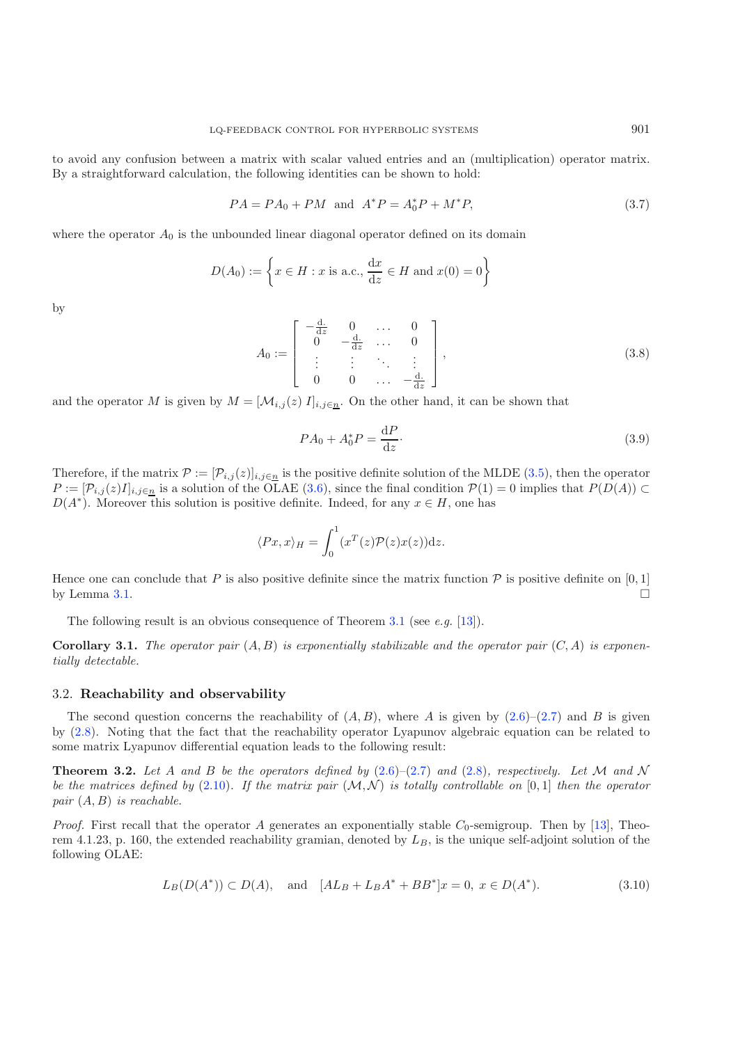to avoid any confusion between a matrix with scalar valued entries and an (multiplication) operator matrix. By a straightforward calculation, the following identities can be shown to hold:

$$PA = PA_0 + PM \quad \text{and} \quad A^*P = A_0^*P + M^*P, \tag{3.7}$$

where the operator $A_0$ is the unbounded linear diagonal operator defined on its domain

$$D(A_0) := \left\{ x \in H : x \text{ is a.c.}, \frac{\mathrm{d}x}{\mathrm{d}z} \in H \text{ and } x(0) = 0 \right\}$$

by

$$A_0 := \begin{bmatrix} -\frac{\mathrm{d.}}{\mathrm{d}z} & 0 & \dots & 0 \\ 0 & -\frac{\mathrm{d.}}{\mathrm{d}z} & \dots & 0 \\ \vdots & \vdots & \ddots & \vdots \\ 0 & 0 & \dots & -\frac{\mathrm{d.}}{\mathrm{d}z} \end{bmatrix}, \tag{3.8}$$

and the operator $M$ is given by $M = [\mathcal{M}_{i,j}(z)\, I]_{i,j \in \underline{n}}$. On the other hand, it can be shown that

$$PA_0 + A_0^*P = \frac{\mathrm{d}P}{\mathrm{d}z}\cdot \tag{3.9}$$

Therefore, if the matrix $\mathcal{P} := [\mathcal{P}_{i,j}(z)]_{i,j \in \underline{n}}$ is the positive definite solution of the MLDE (3.5), then the operator $P := [\mathcal{P}_{i,j}(z)I]_{i,j \in \underline{n}}$ is a solution of the OLAE (3.6), since the final condition $\mathcal{P}(1) = 0$ implies that $P(D(A)) \subset D(A^*)$. Moreover this solution is positive definite. Indeed, for any $x \in H$, one has

$$\langle Px, x \rangle_H = \int_0^1 (x^T(z)\mathcal{P}(z)x(z))\mathrm{d}z.$$

Hence one can conclude that $P$ is also positive definite since the matrix function $\mathcal{P}$ is positive definite on $[0, 1]$ by Lemma 3.1. □

The following result is an obvious consequence of Theorem 3.1 (see *e.g.* [13]).

**Corollary 3.1.** *The operator pair $(A, B)$ is exponentially stabilizable and the operator pair $(C, A)$ is exponentially detectable.*

### 3.2. **Reachability and observability**

The second question concerns the reachability of $(A, B)$, where $A$ is given by (2.6)–(2.7) and $B$ is given by (2.8). Noting that the fact that the reachability operator Lyapunov algebraic equation can be related to some matrix Lyapunov differential equation leads to the following result:

**Theorem 3.2.** *Let $A$ and $B$ be the operators defined by (2.6)–(2.7) and (2.8), respectively. Let $\mathcal{M}$ and $\mathcal{N}$ be the matrices defined by (2.10). If the matrix pair $(\mathcal{M}, \mathcal{N})$ is totally controllable on $[0, 1]$ then the operator pair $(A, B)$ is reachable.*

*Proof.* First recall that the operator $A$ generates an exponentially stable $C_0$-semigroup. Then by [13], Theorem 4.1.23, p. 160, the extended reachability gramian, denoted by $L_B$, is the unique self-adjoint solution of the following OLAE:

$$L_B(D(A^*)) \subset D(A), \quad \text{and} \quad [AL_B + L_BA^* + BB^*]x = 0, \ x \in D(A^*). \tag{3.10}$$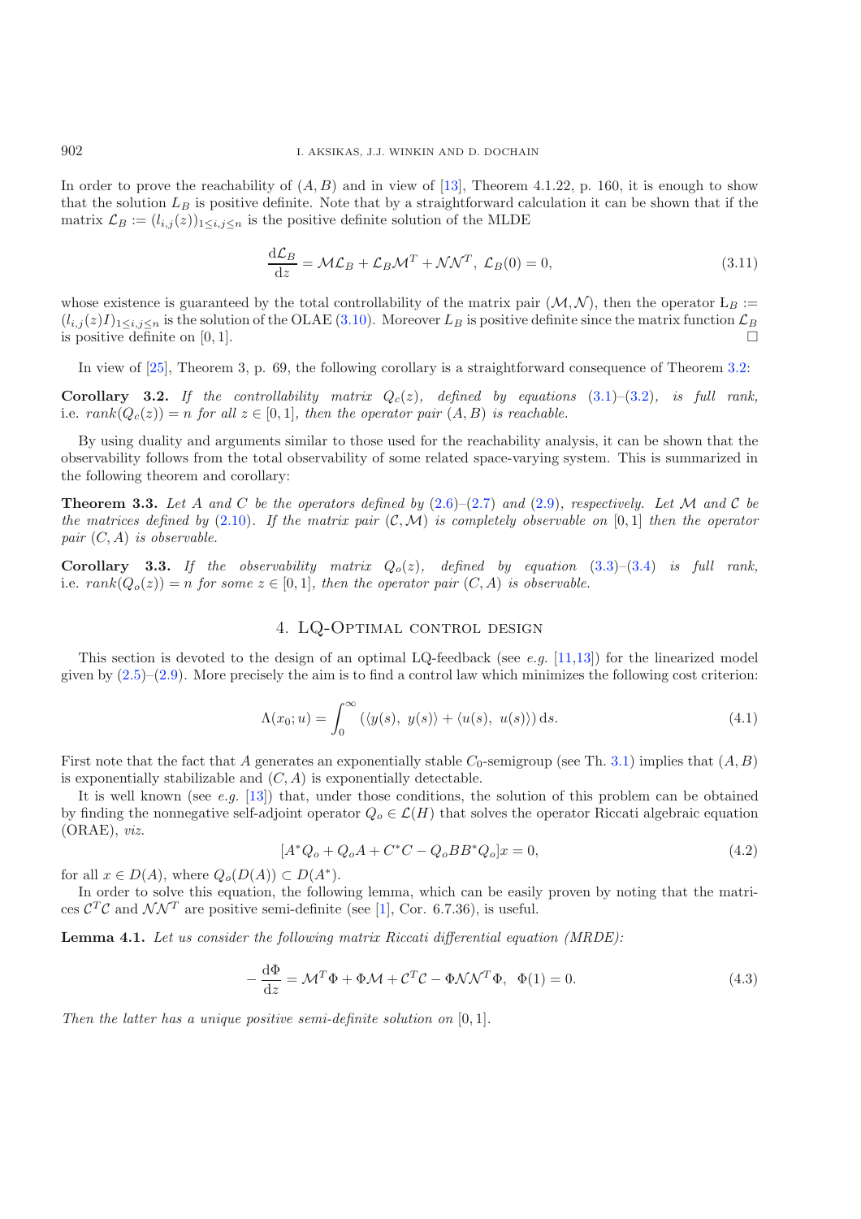In order to prove the reachability of $(A, B)$ and in view of [13], Theorem 4.1.22, p. 160, it is enough to show that the solution $L_B$ is positive definite. Note that by a straightforward calculation it can be shown that if the matrix $\mathcal{L}_B := (l_{i,j}(z))_{1\leq i,j\leq n}$ is the positive definite solution of the MLDE

$$\frac{\mathrm{d}\mathcal{L}_B}{\mathrm{d}z} = \mathcal{M}\mathcal{L}_B + \mathcal{L}_B\mathcal{M}^T + \mathcal{N}\mathcal{N}^T,\ \mathcal{L}_B(0) = 0, \tag{3.11}$$

whose existence is guaranteed by the total controllability of the matrix pair $(\mathcal{M}, \mathcal{N})$, then the operator $\mathrm{L}_B := (l_{i,j}(z)I)_{1\leq i,j\leq n}$ is the solution of the OLAE (3.10). Moreover $L_B$ is positive definite since the matrix function $\mathcal{L}_B$ is positive definite on $[0, 1]$. □

In view of [25], Theorem 3, p. 69, the following corollary is a straightforward consequence of Theorem 3.2:

**Corollary 3.2.** *If the controllability matrix $Q_c(z)$, defined by equations (3.1)–(3.2), is full rank,* i.e. *$rank(Q_c(z)) = n$ for all $z \in [0, 1]$, then the operator pair $(A, B)$ is reachable.*

By using duality and arguments similar to those used for the reachability analysis, it can be shown that the observability follows from the total observability of some related space-varying system. This is summarized in the following theorem and corollary:

**Theorem 3.3.** *Let $A$ and $C$ be the operators defined by (2.6)–(2.7) and (2.9), respectively. Let $\mathcal{M}$ and $\mathcal{C}$ be the matrices defined by (2.10). If the matrix pair $(\mathcal{C}, \mathcal{M})$ is completely observable on $[0, 1]$ then the operator pair $(C, A)$ is observable.*

**Corollary 3.3.** *If the observability matrix $Q_o(z)$, defined by equation (3.3)–(3.4) is full rank,* i.e. *$rank(Q_o(z)) = n$ for some $z \in [0, 1]$, then the operator pair $(C, A)$ is observable.*

## 4. LQ-Optimal control design

This section is devoted to the design of an optimal LQ-feedback (see *e.g.* [11,13]) for the linearized model given by (2.5)–(2.9). More precisely the aim is to find a control law which minimizes the following cost criterion:

$$\Lambda(x_0; u) = \int_0^\infty \left(\langle y(s),\ y(s)\rangle + \langle u(s),\ u(s)\rangle\right) \mathrm{d}s. \tag{4.1}$$

First note that the fact that $A$ generates an exponentially stable $C_0$-semigroup (see Th. 3.1) implies that $(A, B)$ is exponentially stabilizable and $(C, A)$ is exponentially detectable.

It is well known (see *e.g.* [13]) that, under those conditions, the solution of this problem can be obtained by finding the nonnegative self-adjoint operator $Q_o \in \mathcal{L}(H)$ that solves the operator Riccati algebraic equation (ORAE), *viz.*

$$[A^*Q_o + Q_oA + C^*C - Q_oBB^*Q_o]x = 0, \tag{4.2}$$

for all $x \in D(A)$, where $Q_o(D(A)) \subset D(A^*)$.

In order to solve this equation, the following lemma, which can be easily proven by noting that the matrices $\mathcal{C}^T\mathcal{C}$ and $\mathcal{N}\mathcal{N}^T$ are positive semi-definite (see [1], Cor. 6.7.36), is useful.

**Lemma 4.1.** *Let us consider the following matrix Riccati differential equation (MRDE):*

$$-\frac{\mathrm{d}\Phi}{\mathrm{d}z} = \mathcal{M}^T\Phi + \Phi\mathcal{M} + \mathcal{C}^T\mathcal{C} - \Phi\mathcal{N}\mathcal{N}^T\Phi,\ \ \Phi(1) = 0. \tag{4.3}$$

*Then the latter has a unique positive semi-definite solution on $[0, 1]$.*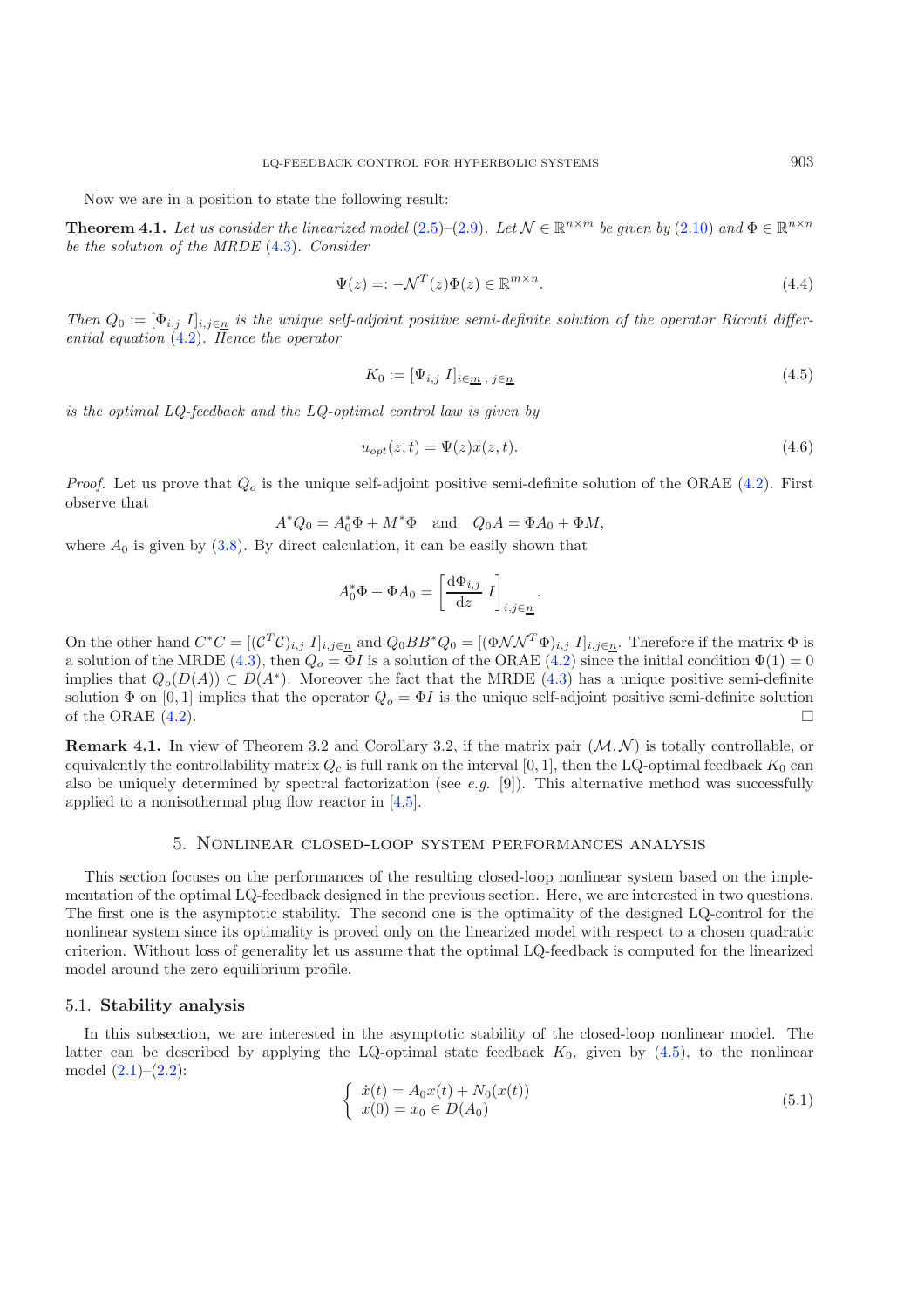Now we are in a position to state the following result:

**Theorem 4.1.** *Let us consider the linearized model (2.5)–(2.9). Let $\mathcal{N} \in \mathbb{R}^{n\times m}$ be given by (2.10) and $\Phi \in \mathbb{R}^{n\times n}$ be the solution of the MRDE (4.3). Consider*

$$\Psi(z) =: -\mathcal{N}^T(z)\Phi(z) \in \mathbb{R}^{m\times n}. \tag{4.4}$$

*Then $Q_0 := [\Phi_{i,j}\ I]_{i,j\in\underline{n}}$ is the unique self-adjoint positive semi-definite solution of the operator Riccati differential equation (4.2). Hence the operator*

$$K_0 := [\Psi_{i,j}\ I]_{i\in\underline{m}\ ,\ j\in\underline{n}} \tag{4.5}$$

*is the optimal LQ-feedback and the LQ-optimal control law is given by*

$$u_{opt}(z,t) = \Psi(z)x(z,t). \tag{4.6}$$

*Proof.* Let us prove that $Q_o$ is the unique self-adjoint positive semi-definite solution of the ORAE (4.2). First observe that

$$A^*Q_0 = A_0^*\Phi + M^*\Phi \quad \text{and} \quad Q_0A = \Phi A_0 + \Phi M,$$

where $A_0$ is given by (3.8). By direct calculation, it can be easily shown that

$$A_0^*\Phi + \Phi A_0 = \left[\frac{\mathrm{d}\Phi_{i,j}}{\mathrm{d}z}\ I\right]_{i,j\in\underline{n}}.$$

On the other hand $C^*C = [(\mathcal{C}^T\mathcal{C})_{i,j}\ I]_{i,j\in\underline{n}}$ and $Q_0BB^*Q_0 = [(\Phi\mathcal{N}\mathcal{N}^T\Phi)_{i,j}\ I]_{i,j\in\underline{n}}$. Therefore if the matrix $\Phi$ is a solution of the MRDE (4.3), then $Q_o = \Phi I$ is a solution of the ORAE (4.2) since the initial condition $\Phi(1) = 0$ implies that $Q_o(D(A)) \subset D(A^*)$. Moreover the fact that the MRDE (4.3) has a unique positive semi-definite solution $\Phi$ on $[0, 1]$ implies that the operator $Q_o = \Phi I$ is the unique self-adjoint positive semi-definite solution of the ORAE (4.2). □

**Remark 4.1.** In view of Theorem 3.2 and Corollary 3.2, if the matrix pair $(\mathcal{M}, \mathcal{N})$ is totally controllable, or equivalently the controllability matrix $Q_c$ is full rank on the interval $[0, 1]$, then the LQ-optimal feedback $K_0$ can also be uniquely determined by spectral factorization (see *e.g.* [9]). This alternative method was successfully applied to a nonisothermal plug flow reactor in [4,5].

## 5. Nonlinear closed-loop system performances analysis

This section focuses on the performances of the resulting closed-loop nonlinear system based on the implementation of the optimal LQ-feedback designed in the previous section. Here, we are interested in two questions. The first one is the asymptotic stability. The second one is the optimality of the designed LQ-control for the nonlinear system since its optimality is proved only on the linearized model with respect to a chosen quadratic criterion. Without loss of generality let us assume that the optimal LQ-feedback is computed for the linearized model around the zero equilibrium profile.

### 5.1. Stability analysis

In this subsection, we are interested in the asymptotic stability of the closed-loop nonlinear model. The latter can be described by applying the LQ-optimal state feedback $K_0$, given by (4.5), to the nonlinear model (2.1)–(2.2):

$$\begin{cases} \dot{x}(t) = A_0x(t) + N_0(x(t)) \\ x(0) = x_0 \in D(A_0) \end{cases} \tag{5.1}$$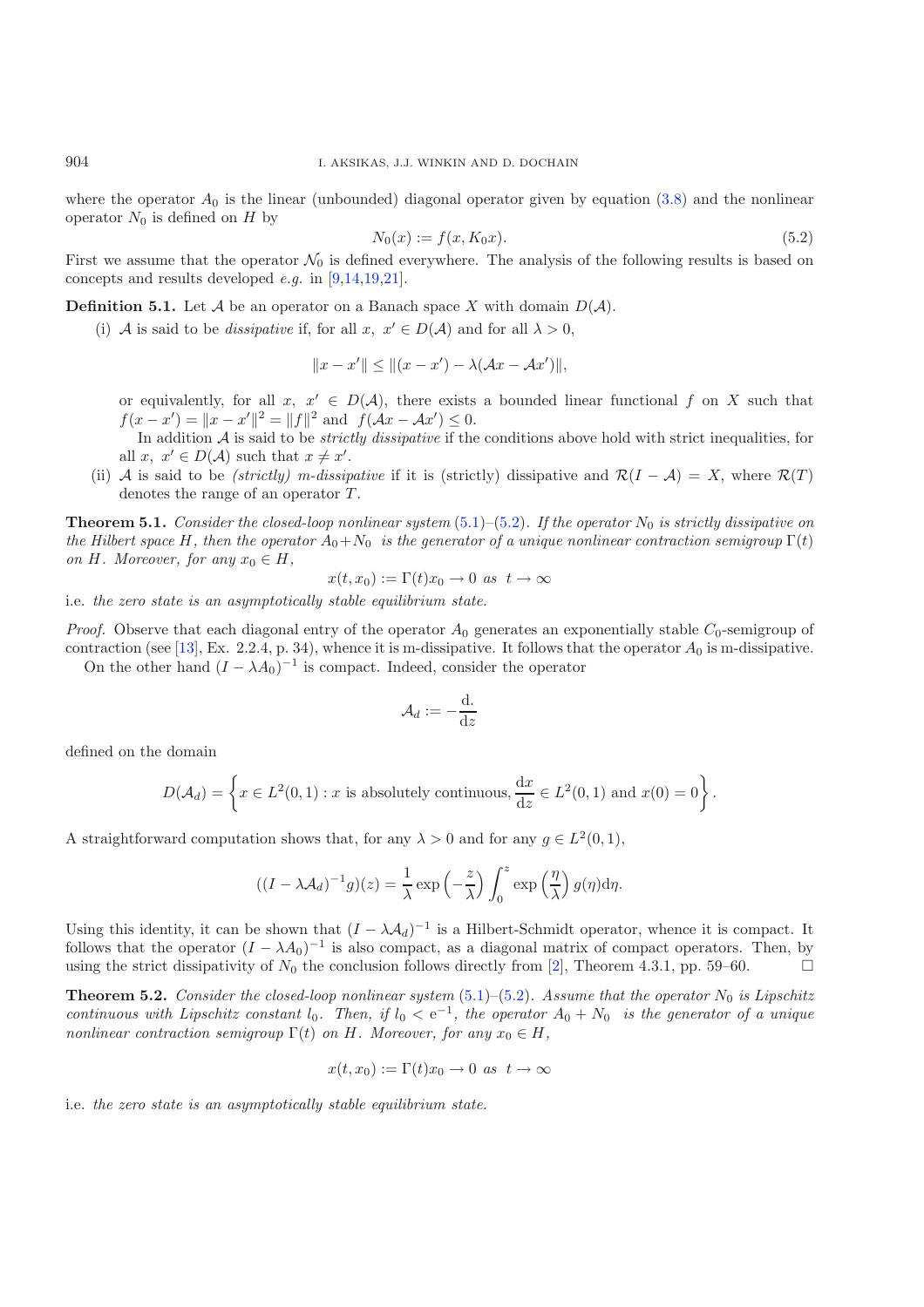where the operator $A_0$ is the linear (unbounded) diagonal operator given by equation (3.8) and the nonlinear operator $N_0$ is defined on $H$ by

$$N_0(x) := f(x, K_0 x). \tag{5.2}$$

First we assume that the operator $\mathcal{N}_0$ is defined everywhere. The analysis of the following results is based on concepts and results developed *e.g.* in [9,14,19,21].

**Definition 5.1.** Let $\mathcal{A}$ be an operator on a Banach space $X$ with domain $D(\mathcal{A})$.

(i) $\mathcal{A}$ is said to be *dissipative* if, for all $x,\ x' \in D(\mathcal{A})$ and for all $\lambda > 0$,

$$\|x - x'\| \leq \|(x - x') - \lambda(\mathcal{A}x - \mathcal{A}x')\|,$$

or equivalently, for all $x,\ x' \in D(\mathcal{A})$, there exists a bounded linear functional $f$ on $X$ such that $f(x - x') = \|x - x'\|^2 = \|f\|^2$ and $f(\mathcal{A}x - \mathcal{A}x') \leq 0$.

In addition $\mathcal{A}$ is said to be *strictly dissipative* if the conditions above hold with strict inequalities, for all $x,\ x' \in D(\mathcal{A})$ such that $x \neq x'$.

(ii) $\mathcal{A}$ is said to be *(strictly) m-dissipative* if it is (strictly) dissipative and $\mathcal{R}(I - \mathcal{A}) = X$, where $\mathcal{R}(T)$ denotes the range of an operator $T$.

**Theorem 5.1.** *Consider the closed-loop nonlinear system (5.1)–(5.2). If the operator $N_0$ is strictly dissipative on the Hilbert space $H$, then the operator $A_0 + N_0$ is the generator of a unique nonlinear contraction semigroup $\Gamma(t)$ on $H$. Moreover, for any $x_0 \in H$,*

$$x(t, x_0) := \Gamma(t)x_0 \to 0 \ \text{as} \ t \to \infty$$

i.e. *the zero state is an asymptotically stable equilibrium state.*

*Proof.* Observe that each diagonal entry of the operator $A_0$ generates an exponentially stable $C_0$-semigroup of contraction (see [13], Ex. 2.2.4, p. 34), whence it is m-dissipative. It follows that the operator $A_0$ is m-dissipative.

On the other hand $(I - \lambda A_0)^{-1}$ is compact. Indeed, consider the operator

$$\mathcal{A}_d := -\frac{\mathrm{d.}}{\mathrm{d}z}$$

defined on the domain

$$D(\mathcal{A}_d) = \left\{ x \in L^2(0,1) : x \text{ is absolutely continuous}, \frac{\mathrm{d}x}{\mathrm{d}z} \in L^2(0,1) \text{ and } x(0) = 0 \right\}.$$

A straightforward computation shows that, for any $\lambda > 0$ and for any $g \in L^2(0,1)$,

$$((I - \lambda \mathcal{A}_d)^{-1} g)(z) = \frac{1}{\lambda} \exp\left(-\frac{z}{\lambda}\right) \int_0^z \exp\left(\frac{\eta}{\lambda}\right) g(\eta) \mathrm{d}\eta.$$

Using this identity, it can be shown that $(I - \lambda \mathcal{A}_d)^{-1}$ is a Hilbert-Schmidt operator, whence it is compact. It follows that the operator $(I - \lambda A_0)^{-1}$ is also compact, as a diagonal matrix of compact operators. Then, by using the strict dissipativity of $N_0$ the conclusion follows directly from [2], Theorem 4.3.1, pp. 59–60. □

**Theorem 5.2.** *Consider the closed-loop nonlinear system (5.1)–(5.2). Assume that the operator $N_0$ is Lipschitz continuous with Lipschitz constant $l_0$. Then, if $l_0 < \mathrm{e}^{-1}$, the operator $A_0 + N_0$ is the generator of a unique nonlinear contraction semigroup $\Gamma(t)$ on $H$. Moreover, for any $x_0 \in H$,*

$$x(t, x_0) := \Gamma(t)x_0 \to 0 \ \text{as} \ t \to \infty$$

i.e. *the zero state is an asymptotically stable equilibrium state.*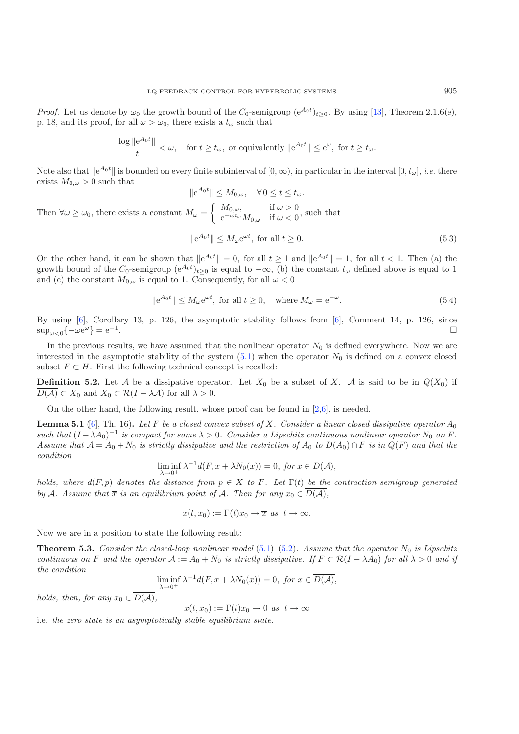*Proof.* Let us denote by $\omega_0$ the growth bound of the $C_0$-semigroup $(\mathrm{e}^{A_0 t})_{t\geq 0}$. By using [13], Theorem 2.1.6(e), p. 18, and its proof, for all $\omega > \omega_0$, there exists a $t_\omega$ such that

$$\frac{\log \|\mathrm{e}^{A_0 t}\|}{t} < \omega, \quad \text{for } t \geq t_\omega, \text{ or equivalently } \|\mathrm{e}^{A_0 t}\| \leq \mathrm{e}^{\omega}, \text{ for } t \geq t_\omega.$$

Note also that $\|\mathrm{e}^{A_0 t}\|$ is bounded on every finite subinterval of $[0, \infty)$, in particular in the interval $[0, t_\omega]$, *i.e.* there exists $M_{0,\omega} > 0$ such that

$$\|\mathrm{e}^{A_0 t}\| \leq M_{0,\omega}, \quad \forall\, 0 \leq t \leq t_\omega.$$

Then $\forall \omega \geq \omega_0$, there exists a constant $M_\omega = \begin{cases} M_{0,\omega}, & \text{if } \omega > 0 \\ \mathrm{e}^{-\omega t_\omega} M_{0,\omega} & \text{if } \omega < 0 \end{cases}$, such that

$$\|\mathrm{e}^{A_0 t}\| \leq M_\omega \mathrm{e}^{\omega t}, \text{ for all } t \geq 0. \tag{5.3}$$

On the other hand, it can be shown that $\|\mathrm{e}^{A_0 t}\| = 0$, for all $t \geq 1$ and $\|\mathrm{e}^{A_0 t}\| = 1$, for all $t < 1$. Then (a) the growth bound of the $C_0$-semigroup $(\mathrm{e}^{A_0 t})_{t\geq 0}$ is equal to $-\infty$, (b) the constant $t_\omega$ defined above is equal to 1 and (c) the constant $M_{0,\omega}$ is equal to 1. Consequently, for all $\omega < 0$

$$\|\mathrm{e}^{A_0 t}\| \leq M_\omega \mathrm{e}^{\omega t}, \text{ for all } t \geq 0, \quad \text{where } M_\omega = \mathrm{e}^{-\omega}. \tag{5.4}$$

By using [6], Corollary 13, p. 126, the asymptotic stability follows from [6], Comment 14, p. 126, since $\sup_{\omega<0}\{-\omega \mathrm{e}^{\omega}\} = \mathrm{e}^{-1}$. □

In the previous results, we have assumed that the nonlinear operator $N_0$ is defined everywhere. Now we are interested in the asymptotic stability of the system (5.1) when the operator $N_0$ is defined on a convex closed subset $F \subset H$. First the following technical concept is recalled:

**Definition 5.2.** Let $\mathcal{A}$ be a dissipative operator. Let $X_0$ be a subset of $X$. $\mathcal{A}$ is said to be in $Q(X_0)$ if $\overline{D(\mathcal{A})} \subset X_0$ and $X_0 \subset \mathcal{R}(I - \lambda\mathcal{A})$ for all $\lambda > 0$.

On the other hand, the following result, whose proof can be found in [2,6], is needed.

**Lemma 5.1** ([6], Th. 16)**.** *Let $F$ be a closed convex subset of $X$. Consider a linear closed dissipative operator $A_0$ such that $(I - \lambda A_0)^{-1}$ is compact for some $\lambda > 0$. Consider a Lipschitz continuous nonlinear operator $N_0$ on $F$. Assume that $\mathcal{A} = A_0 + N_0$ is strictly dissipative and the restriction of $A_0$ to $D(A_0) \cap F$ is in $Q(F)$ and that the condition*

$$\liminf_{\lambda \to 0^+} \lambda^{-1} d(F, x + \lambda N_0(x)) = 0, \text{ for } x \in \overline{D(\mathcal{A})},$$

*holds, where $d(F, p)$ denotes the distance from $p \in X$ to $F$. Let $\Gamma(t)$ be the contraction semigroup generated by $\mathcal{A}$. Assume that $\overline{x}$ is an equilibrium point of $\mathcal{A}$. Then for any $x_0 \in \overline{D(\mathcal{A})}$,*

$$x(t, x_0) := \Gamma(t)x_0 \to \overline{x} \text{ as } t \to \infty.$$

Now we are in a position to state the following result:

**Theorem 5.3.** *Consider the closed-loop nonlinear model (5.1)–(5.2). Assume that the operator $N_0$ is Lipschitz continuous on $F$ and the operator $\mathcal{A} := A_0 + N_0$ is strictly dissipative. If $F \subset \mathcal{R}(I - \lambda A_0)$ for all $\lambda > 0$ and if the condition*

$$\liminf_{\lambda \to 0^+} \lambda^{-1} d(F, x + \lambda N_0(x)) = 0, \text{ for } x \in \overline{D(\mathcal{A})},$$

*holds, then, for any $x_0 \in \overline{D(\mathcal{A})}$,*

$$x(t, x_0) := \Gamma(t)x_0 \to 0 \text{ as } t \to \infty$$

i.e. *the zero state is an asymptotically stable equilibrium state.*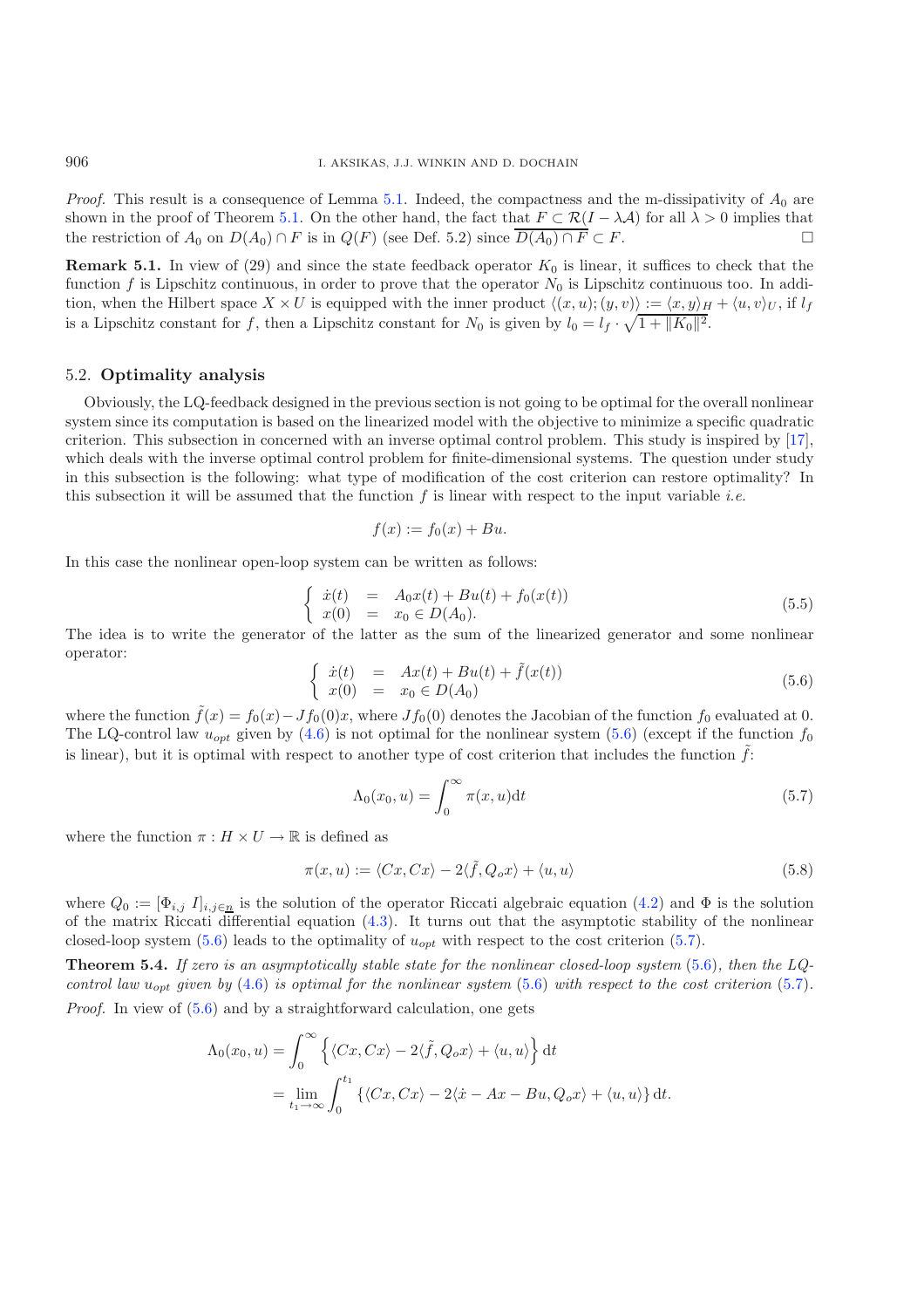*Proof.* This result is a consequence of Lemma 5.1. Indeed, the compactness and the m-dissipativity of $A_0$ are shown in the proof of Theorem 5.1. On the other hand, the fact that $F \subset \mathcal{R}(I - \lambda \mathcal{A})$ for all $\lambda > 0$ implies that the restriction of $A_0$ on $D(A_0) \cap F$ is in $Q(F)$ (see Def. 5.2) since $\overline{D(A_0) \cap F} \subset F$. $\square$

**Remark 5.1.** In view of (29) and since the state feedback operator $K_0$ is linear, it suffices to check that the function $f$ is Lipschitz continuous, in order to prove that the operator $N_0$ is Lipschitz continuous too. In addition, when the Hilbert space $X \times U$ is equipped with the inner product $\langle (x, u); (y, v) \rangle := \langle x, y \rangle_H + \langle u, v \rangle_U$, if $l_f$ is a Lipschitz constant for $f$, then a Lipschitz constant for $N_0$ is given by $l_0 = l_f \cdot \sqrt{1 + \|K_0\|^2}$.

## 5.2. **Optimality analysis**

Obviously, the LQ-feedback designed in the previous section is not going to be optimal for the overall nonlinear system since its computation is based on the linearized model with the objective to minimize a specific quadratic criterion. This subsection in concerned with an inverse optimal control problem. This study is inspired by [17], which deals with the inverse optimal control problem for finite-dimensional systems. The question under study in this subsection is the following: what type of modification of the cost criterion can restore optimality? In this subsection it will be assumed that the function $f$ is linear with respect to the input variable *i.e.*

$$f(x) := f_0(x) + Bu.$$

In this case the nonlinear open-loop system can be written as follows:

$$\left\{ \begin{array}{rcl} \dot{x}(t) & = & A_0 x(t) + Bu(t) + f_0(x(t)) \\ x(0) & = & x_0 \in D(A_0). \end{array} \right. \tag{5.5}$$

The idea is to write the generator of the latter as the sum of the linearized generator and some nonlinear operator:

$$\left\{ \begin{array}{rcl} \dot{x}(t) & = & Ax(t) + Bu(t) + \tilde{f}(x(t)) \\ x(0) & = & x_0 \in D(A_0) \end{array} \right. \tag{5.6}$$

where the function $\tilde{f}(x) = f_0(x) - Jf_0(0)x$, where $Jf_0(0)$ denotes the Jacobian of the function $f_0$ evaluated at 0. The LQ-control law $u_{opt}$ given by (4.6) is not optimal for the nonlinear system (5.6) (except if the function $f_0$ is linear), but it is optimal with respect to another type of cost criterion that includes the function $\tilde{f}$:

$$\Lambda_0(x_0, u) = \int_0^\infty \pi(x, u) \mathrm{d}t \tag{5.7}$$

where the function $\pi : H \times U \to \mathbb{R}$ is defined as

$$\pi(x, u) := \langle Cx, Cx \rangle - 2\langle \tilde{f}, Q_o x \rangle + \langle u, u \rangle \tag{5.8}$$

where $Q_0 := [\Phi_{i,j} \ I]_{i,j \in \underline{n}}$ is the solution of the operator Riccati algebraic equation (4.2) and $\Phi$ is the solution of the matrix Riccati differential equation (4.3). It turns out that the asymptotic stability of the nonlinear closed-loop system (5.6) leads to the optimality of $u_{opt}$ with respect to the cost criterion (5.7).

**Theorem 5.4.** *If zero is an asymptotically stable state for the nonlinear closed-loop system* (5.6)*, then the LQ-control law $u_{opt}$ given by* (4.6) *is optimal for the nonlinear system* (5.6) *with respect to the cost criterion* (5.7)*.*

*Proof.* In view of (5.6) and by a straightforward calculation, one gets

$$\begin{aligned} \Lambda_0(x_0, u) &= \int_0^\infty \left\{ \langle Cx, Cx \rangle - 2\langle \tilde{f}, Q_o x \rangle + \langle u, u \rangle \right\} \mathrm{d}t \\ &= \lim_{t_1 \to \infty} \int_0^{t_1} \left\{ \langle Cx, Cx \rangle - 2\langle \dot{x} - Ax - Bu, Q_o x \rangle + \langle u, u \rangle \right\} \mathrm{d}t. \end{aligned}$$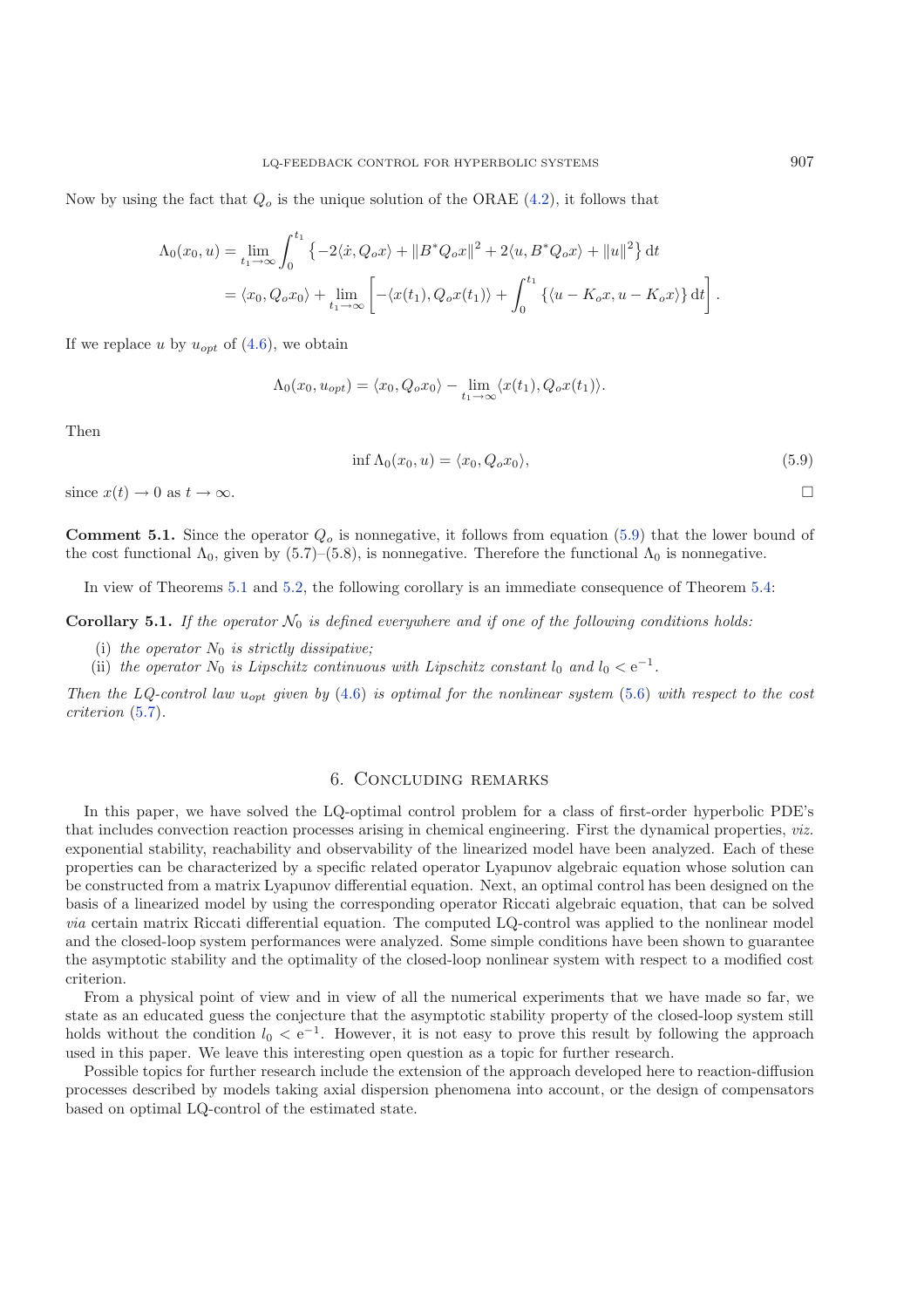Now by using the fact that $Q_o$ is the unique solution of the ORAE (4.2), it follows that

$$
\begin{aligned}
\Lambda_0(x_0, u) &= \lim_{t_1 \to \infty} \int_0^{t_1} \left\{ -2\langle \dot{x}, Q_o x\rangle + \|B^* Q_o x\|^2 + 2\langle u, B^* Q_o x\rangle + \|u\|^2 \right\} \mathrm{d}t \\
&= \langle x_0, Q_o x_0\rangle + \lim_{t_1 \to \infty} \left[ -\langle x(t_1), Q_o x(t_1)\rangle + \int_0^{t_1} \left\{ \langle u - K_o x, u - K_o x\rangle \right\} \mathrm{d}t \right].
\end{aligned}
$$

If we replace $u$ by $u_{opt}$ of (4.6), we obtain

$$
\Lambda_0(x_0, u_{opt}) = \langle x_0, Q_o x_0\rangle - \lim_{t_1 \to \infty} \langle x(t_1), Q_o x(t_1)\rangle.
$$

Then

$$
\inf \Lambda_0(x_0, u) = \langle x_0, Q_o x_0\rangle, \tag{5.9}
$$

since $x(t) \to 0$ as $t \to \infty$. □

**Comment 5.1.** Since the operator $Q_o$ is nonnegative, it follows from equation (5.9) that the lower bound of the cost functional $\Lambda_0$, given by (5.7)–(5.8), is nonnegative. Therefore the functional $\Lambda_0$ is nonnegative.

In view of Theorems 5.1 and 5.2, the following corollary is an immediate consequence of Theorem 5.4:

**Corollary 5.1.** *If the operator $\mathcal{N}_0$ is defined everywhere and if one of the following conditions holds:*

(i) *the operator $N_0$ is strictly dissipative;*
(ii) *the operator $N_0$ is Lipschitz continuous with Lipschitz constant $l_0$ and $l_0 < \mathrm{e}^{-1}$.*

*Then the LQ-control law $u_{opt}$ given by (4.6) is optimal for the nonlinear system (5.6) with respect to the cost criterion (5.7).*

## 6. Concluding remarks

In this paper, we have solved the LQ-optimal control problem for a class of first-order hyperbolic PDE's that includes convection reaction processes arising in chemical engineering. First the dynamical properties, *viz.* exponential stability, reachability and observability of the linearized model have been analyzed. Each of these properties can be characterized by a specific related operator Lyapunov algebraic equation whose solution can be constructed from a matrix Lyapunov differential equation. Next, an optimal control has been designed on the basis of a linearized model by using the corresponding operator Riccati algebraic equation, that can be solved *via* certain matrix Riccati differential equation. The computed LQ-control was applied to the nonlinear model and the closed-loop system performances were analyzed. Some simple conditions have been shown to guarantee the asymptotic stability and the optimality of the closed-loop nonlinear system with respect to a modified cost criterion.

From a physical point of view and in view of all the numerical experiments that we have made so far, we state as an educated guess the conjecture that the asymptotic stability property of the closed-loop system still holds without the condition $l_0 < \mathrm{e}^{-1}$. However, it is not easy to prove this result by following the approach used in this paper. We leave this interesting open question as a topic for further research.

Possible topics for further research include the extension of the approach developed here to reaction-diffusion processes described by models taking axial dispersion phenomena into account, or the design of compensators based on optimal LQ-control of the estimated state.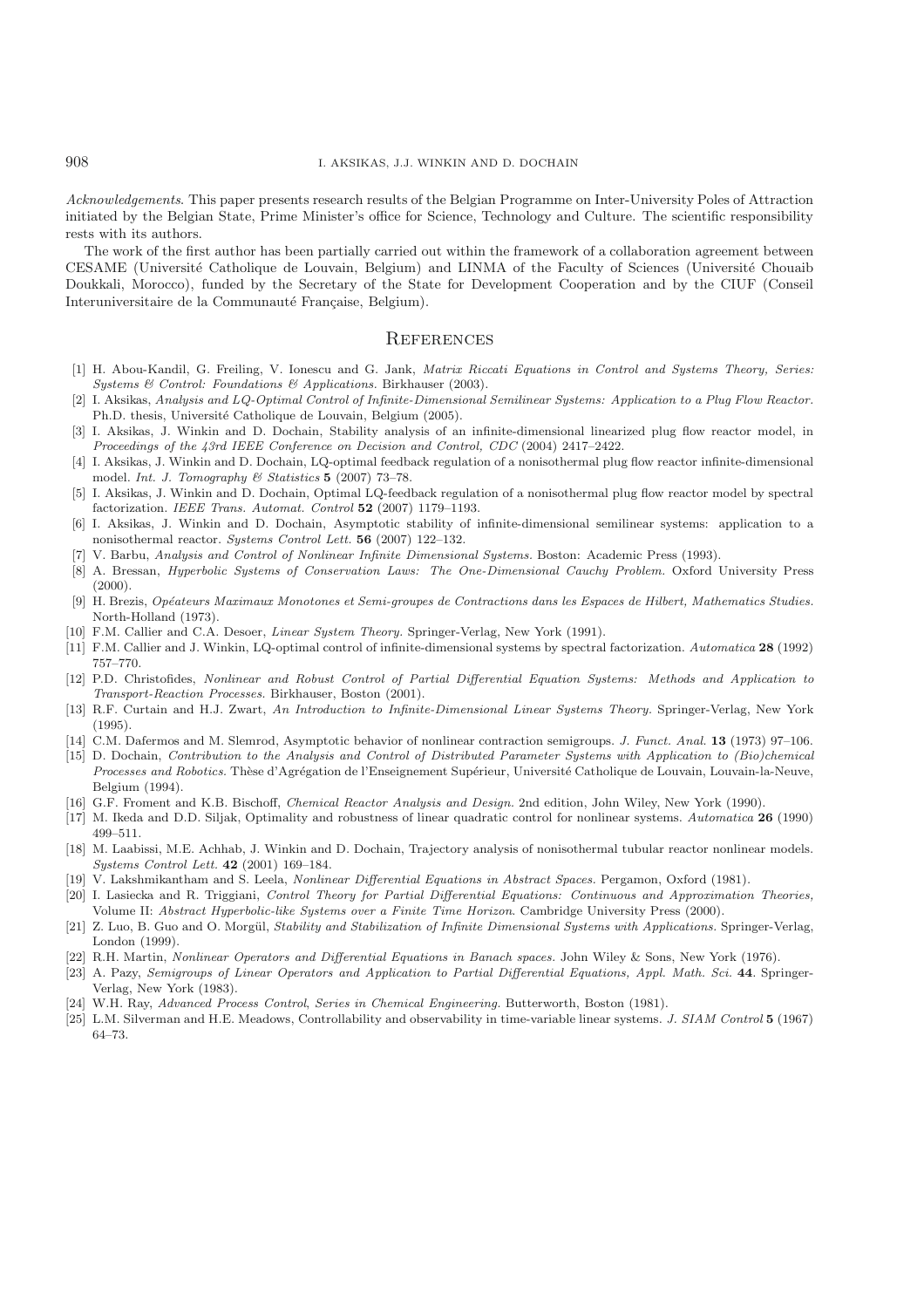*Acknowledgements*. This paper presents research results of the Belgian Programme on Inter-University Poles of Attraction initiated by the Belgian State, Prime Minister's office for Science, Technology and Culture. The scientific responsibility rests with its authors.

The work of the first author has been partially carried out within the framework of a collaboration agreement between CESAME (Université Catholique de Louvain, Belgium) and LINMA of the Faculty of Sciences (Université Chouaib Doukkali, Morocco), funded by the Secretary of the State for Development Cooperation and by the CIUF (Conseil Interuniversitaire de la Communauté Française, Belgium).

## References

[1] H. Abou-Kandil, G. Freiling, V. Ionescu and G. Jank, *Matrix Riccati Equations in Control and Systems Theory, Series: Systems & Control: Foundations & Applications*. Birkhauser (2003).

[2] I. Aksikas, *Analysis and LQ-Optimal Control of Infinite-Dimensional Semilinear Systems: Application to a Plug Flow Reactor*. Ph.D. thesis, Université Catholique de Louvain, Belgium (2005).

[3] I. Aksikas, J. Winkin and D. Dochain, Stability analysis of an infinite-dimensional linearized plug flow reactor model, in *Proceedings of the 43rd IEEE Conference on Decision and Control, CDC* (2004) 2417–2422.

[4] I. Aksikas, J. Winkin and D. Dochain, LQ-optimal feedback regulation of a nonisothermal plug flow reactor infinite-dimensional model. *Int. J. Tomography & Statistics* **5** (2007) 73–78.

[5] I. Aksikas, J. Winkin and D. Dochain, Optimal LQ-feedback regulation of a nonisothermal plug flow reactor model by spectral factorization. *IEEE Trans. Automat. Control* **52** (2007) 1179–1193.

[6] I. Aksikas, J. Winkin and D. Dochain, Asymptotic stability of infinite-dimensional semilinear systems: application to a nonisothermal reactor. *Systems Control Lett.* **56** (2007) 122–132.

[7] V. Barbu, *Analysis and Control of Nonlinear Infinite Dimensional Systems*. Boston: Academic Press (1993).

[8] A. Bressan, *Hyperbolic Systems of Conservation Laws: The One-Dimensional Cauchy Problem*. Oxford University Press (2000).

[9] H. Brezis, *Opéateurs Maximaux Monotones et Semi-groupes de Contractions dans les Espaces de Hilbert, Mathematics Studies*. North-Holland (1973).

[10] F.M. Callier and C.A. Desoer, *Linear System Theory*. Springer-Verlag, New York (1991).

[11] F.M. Callier and J. Winkin, LQ-optimal control of infinite-dimensional systems by spectral factorization. *Automatica* **28** (1992) 757–770.

[12] P.D. Christofides, *Nonlinear and Robust Control of Partial Differential Equation Systems: Methods and Application to Transport-Reaction Processes*. Birkhauser, Boston (2001).

[13] R.F. Curtain and H.J. Zwart, *An Introduction to Infinite-Dimensional Linear Systems Theory*. Springer-Verlag, New York (1995).

[14] C.M. Dafermos and M. Slemrod, Asymptotic behavior of nonlinear contraction semigroups. *J. Funct. Anal.* **13** (1973) 97–106.

[15] D. Dochain, *Contribution to the Analysis and Control of Distributed Parameter Systems with Application to (Bio)chemical Processes and Robotics*. Thèse d'Agrégation de l'Enseignement Supérieur, Université Catholique de Louvain, Louvain-la-Neuve, Belgium (1994).

[16] G.F. Froment and K.B. Bischoff, *Chemical Reactor Analysis and Design*. 2nd edition, John Wiley, New York (1990).

[17] M. Ikeda and D.D. Siljak, Optimality and robustness of linear quadratic control for nonlinear systems. *Automatica* **26** (1990) 499–511.

[18] M. Laabissi, M.E. Achhab, J. Winkin and D. Dochain, Trajectory analysis of nonisothermal tubular reactor nonlinear models. *Systems Control Lett.* **42** (2001) 169–184.

[19] V. Lakshmikantham and S. Leela, *Nonlinear Differential Equations in Abstract Spaces*. Pergamon, Oxford (1981).

[20] I. Lasiecka and R. Triggiani, *Control Theory for Partial Differential Equations: Continuous and Approximation Theories,* Volume II: *Abstract Hyperbolic-like Systems over a Finite Time Horizon*. Cambridge University Press (2000).

[21] Z. Luo, B. Guo and O. Morgül, *Stability and Stabilization of Infinite Dimensional Systems with Applications*. Springer-Verlag, London (1999).

[22] R.H. Martin, *Nonlinear Operators and Differential Equations in Banach spaces*. John Wiley & Sons, New York (1976).

[23] A. Pazy, *Semigroups of Linear Operators and Application to Partial Differential Equations, Appl. Math. Sci.* **44**. Springer-Verlag, New York (1983).

[24] W.H. Ray, *Advanced Process Control*, *Series in Chemical Engineering*. Butterworth, Boston (1981).

[25] L.M. Silverman and H.E. Meadows, Controllability and observability in time-variable linear systems. *J. SIAM Control* **5** (1967) 64–73.